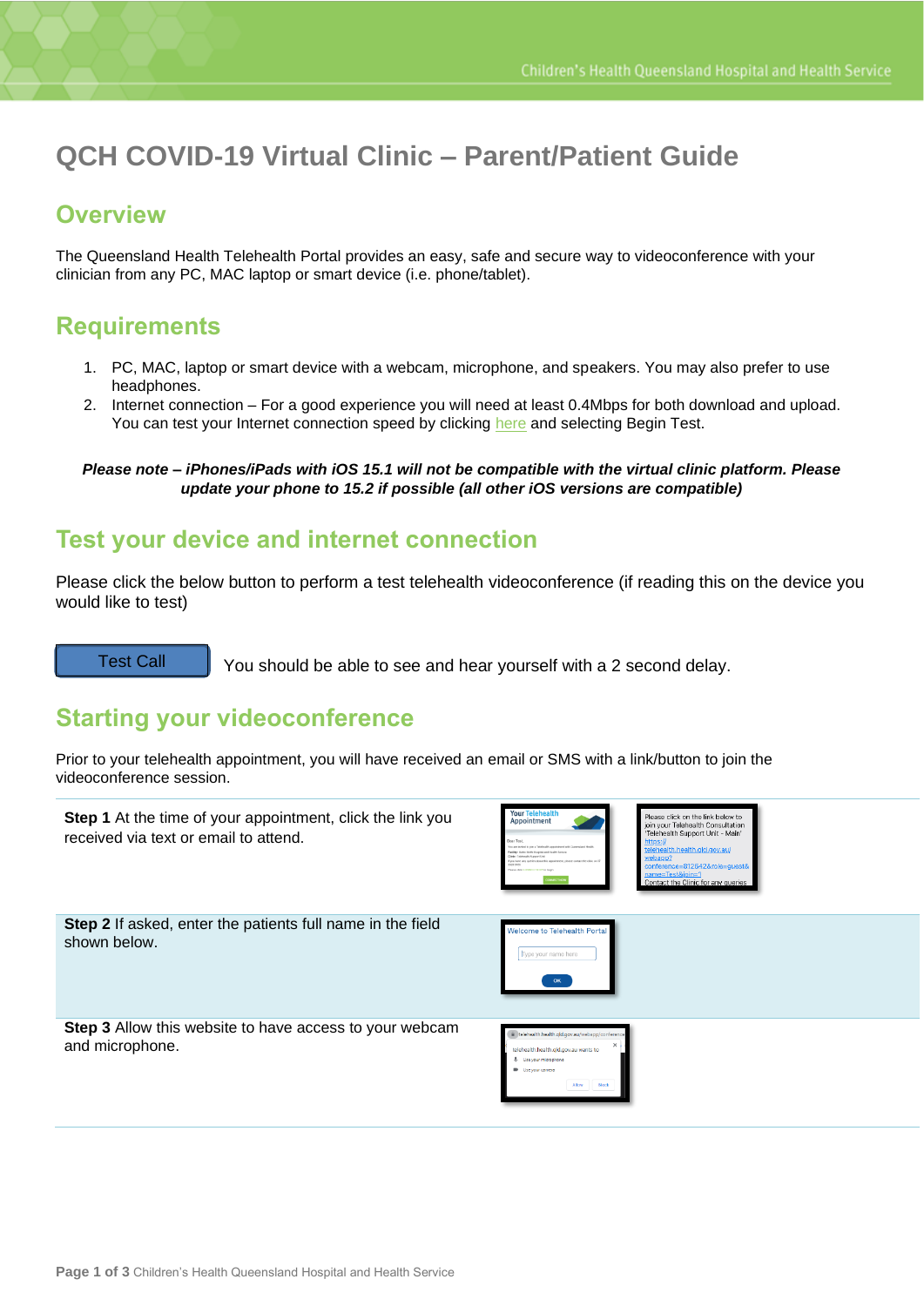# QCH COVID-19 Virtual Clinic – Parent/Patient Guide

## Overview

The Queensland Health Telehealth Portal provides an easy, safe and secure way to videoconference with your clinician from any PC, MAC laptop or smart device (i.e. phone/tablet).

## Requirements

1. PC, MAC, laptop or smart device with a webcam, microphone, and speakers. You may also prefer to use headphones.
2. Internet connection – For a good experience you will need at least 0.4Mbps for both download and upload. You can test your Internet connection speed by clicking here and selecting Begin Test.

***Please note – iPhones/iPads with iOS 15.1 will not be compatible with the virtual clinic platform. Please update your phone to 15.2 if possible (all other iOS versions are compatible)***

## Test your device and internet connection

Please click the below button to perform a test telehealth videoconference (if reading this on the device you would like to test)

Test Call

You should be able to see and hear yourself with a 2 second delay.

## Starting your videoconference

Prior to your telehealth appointment, you will have received an email or SMS with a link/button to join the videoconference session.

**Step 1** At the time of your appointment, click the link you received via text or email to attend.

**Step 2** If asked, enter the patients full name in the field shown below.

**Step 3** Allow this website to have access to your webcam and microphone.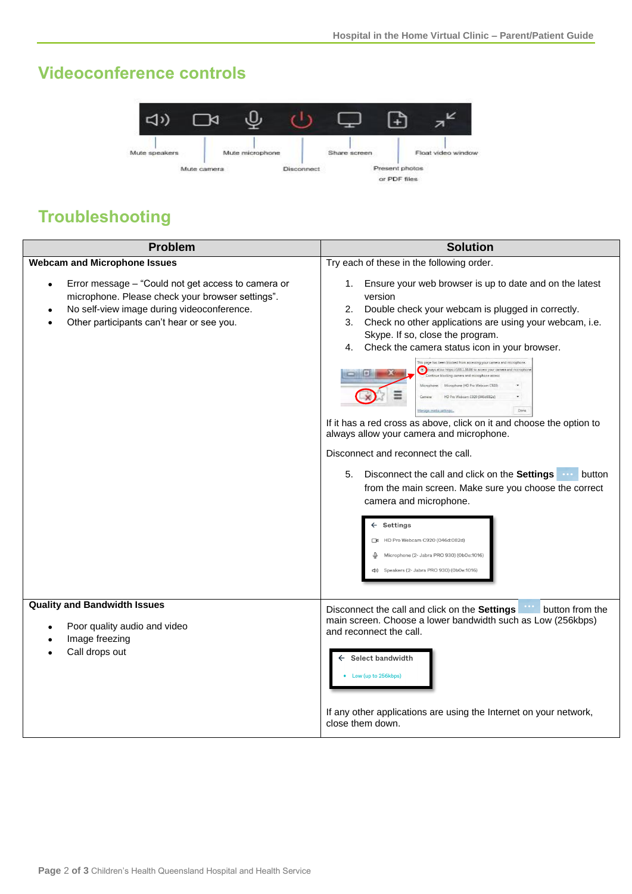## Videoconference controls

Mute speakers | Mute camera | Mute microphone | Disconnect | Share screen | Present photos or PDF files | Float video window

## Troubleshooting

| Problem | Solution |
|---|---|
| **Webcam and Microphone Issues**<br><br>• Error message – "Could not get access to camera or microphone. Please check your browser settings".<br>• No self-view image during videoconference.<br>• Other participants can't hear or see you. | Try each of these in the following order.<br><br>1. Ensure your web browser is up to date and on the latest version<br>2. Double check your webcam is plugged in correctly.<br>3. Check no other applications are using your webcam, i.e. Skype. If so, close the program.<br>4. Check the camera status icon in your browser.<br><br>If it has a red cross as above, click on it and choose the option to always allow your camera and microphone.<br><br>Disconnect and reconnect the call.<br><br>5. Disconnect the call and click on the **Settings** button from the main screen. Make sure you choose the correct camera and microphone. |
| **Quality and Bandwidth Issues**<br><br>• Poor quality audio and video<br>• Image freezing<br>• Call drops out | Disconnect the call and click on the **Settings** button from the main screen. Choose a lower bandwidth such as Low (256kbps) and reconnect the call.<br><br>If any other applications are using the Internet on your network, close them down. |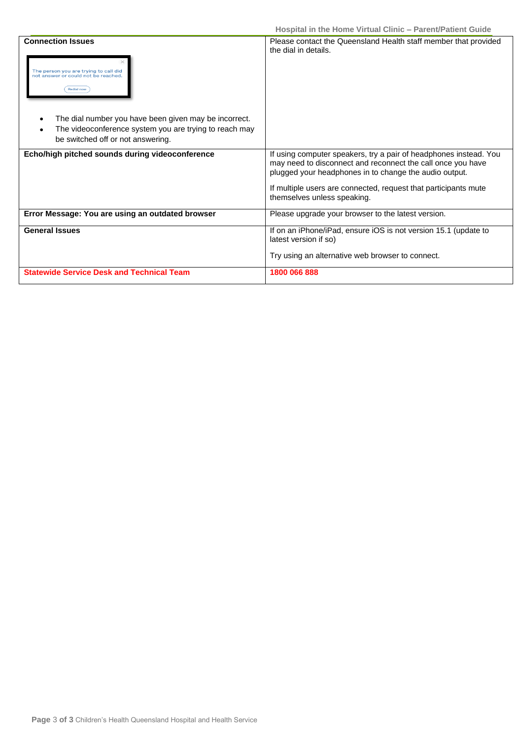| | |
|---|---|
| **Connection Issues**<br><br>The person you are trying to call did not answer or could not be reached.<br>Redial now<br><br>• The dial number you have been given may be incorrect.<br>• The videoconference system you are trying to reach may be switched off or not answering. | Please contact the Queensland Health staff member that provided the dial in details. |
| **Echo/high pitched sounds during videoconference** | If using computer speakers, try a pair of headphones instead. You may need to disconnect and reconnect the call once you have plugged your headphones in to change the audio output.<br><br>If multiple users are connected, request that participants mute themselves unless speaking. |
| **Error Message: You are using an outdated browser** | Please upgrade your browser to the latest version. |
| **General Issues** | If on an iPhone/iPad, ensure iOS is not version 15.1 (update to latest version if so)<br><br>Try using an alternative web browser to connect. |
| **Statewide Service Desk and Technical Team** | **1800 066 888** |